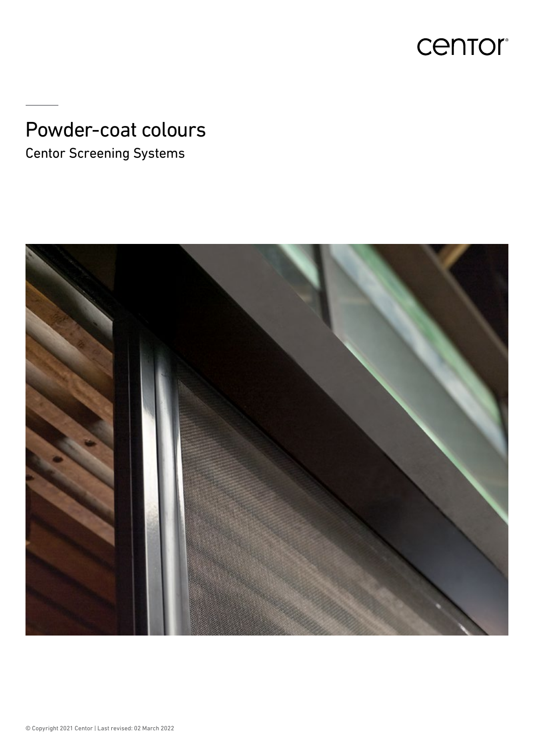centor

# Powder-coat colours

Centor Screening Systems

© Copyright 2021 Centor | Last revised: 02 March 2022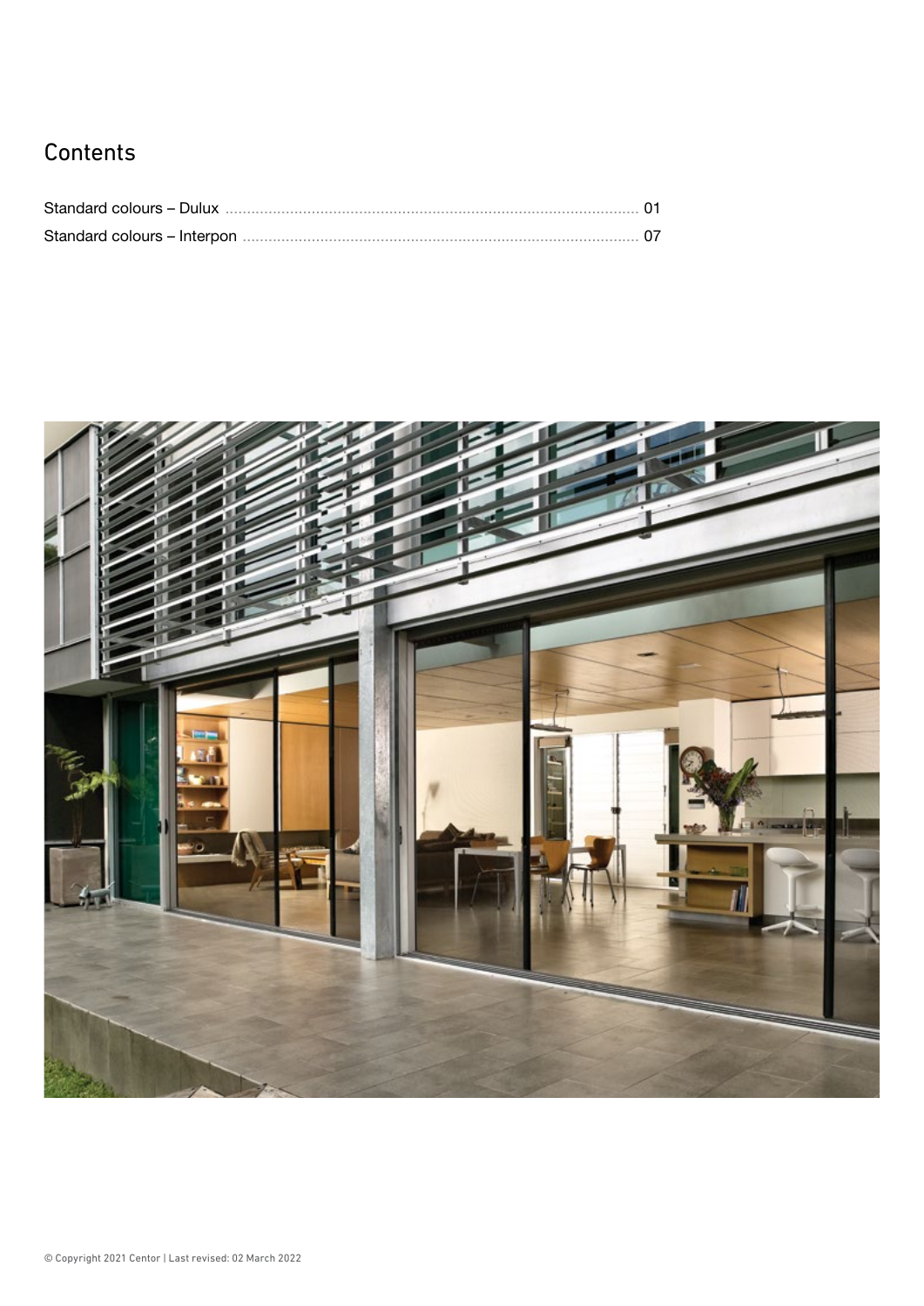# Contents

| | |
|---|---|
| Standard colours – Dulux | 01 |
| Standard colours – Interpon | 07 |

© Copyright 2021 Centor | Last revised: 02 March 2022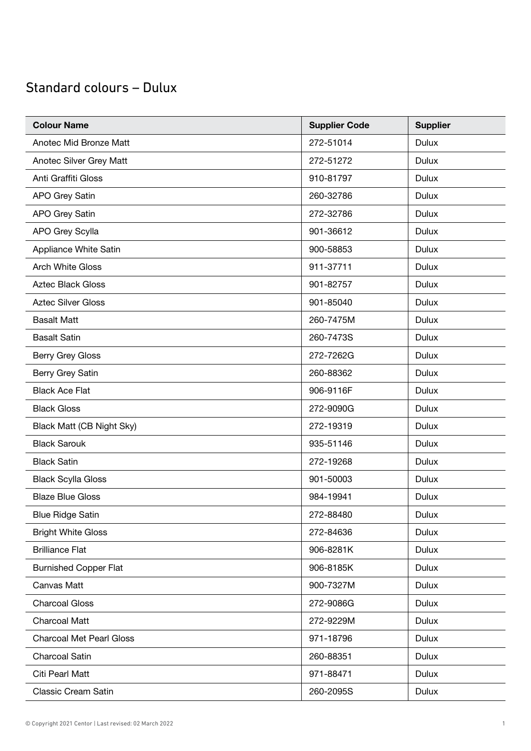## Standard colours – Dulux

| Colour Name | Supplier Code | Supplier |
|---|---|---|
| Anotec Mid Bronze Matt | 272-51014 | Dulux |
| Anotec Silver Grey Matt | 272-51272 | Dulux |
| Anti Graffiti Gloss | 910-81797 | Dulux |
| APO Grey Satin | 260-32786 | Dulux |
| APO Grey Satin | 272-32786 | Dulux |
| APO Grey Scylla | 901-36612 | Dulux |
| Appliance White Satin | 900-58853 | Dulux |
| Arch White Gloss | 911-37711 | Dulux |
| Aztec Black Gloss | 901-82757 | Dulux |
| Aztec Silver Gloss | 901-85040 | Dulux |
| Basalt Matt | 260-7475M | Dulux |
| Basalt Satin | 260-7473S | Dulux |
| Berry Grey Gloss | 272-7262G | Dulux |
| Berry Grey Satin | 260-88362 | Dulux |
| Black Ace Flat | 906-9116F | Dulux |
| Black Gloss | 272-9090G | Dulux |
| Black Matt (CB Night Sky) | 272-19319 | Dulux |
| Black Sarouk | 935-51146 | Dulux |
| Black Satin | 272-19268 | Dulux |
| Black Scylla Gloss | 901-50003 | Dulux |
| Blaze Blue Gloss | 984-19941 | Dulux |
| Blue Ridge Satin | 272-88480 | Dulux |
| Bright White Gloss | 272-84636 | Dulux |
| Brilliance Flat | 906-8281K | Dulux |
| Burnished Copper Flat | 906-8185K | Dulux |
| Canvas Matt | 900-7327M | Dulux |
| Charcoal Gloss | 272-9086G | Dulux |
| Charcoal Matt | 272-9229M | Dulux |
| Charcoal Met Pearl Gloss | 971-18796 | Dulux |
| Charcoal Satin | 260-88351 | Dulux |
| Citi Pearl Matt | 971-88471 | Dulux |
| Classic Cream Satin | 260-2095S | Dulux |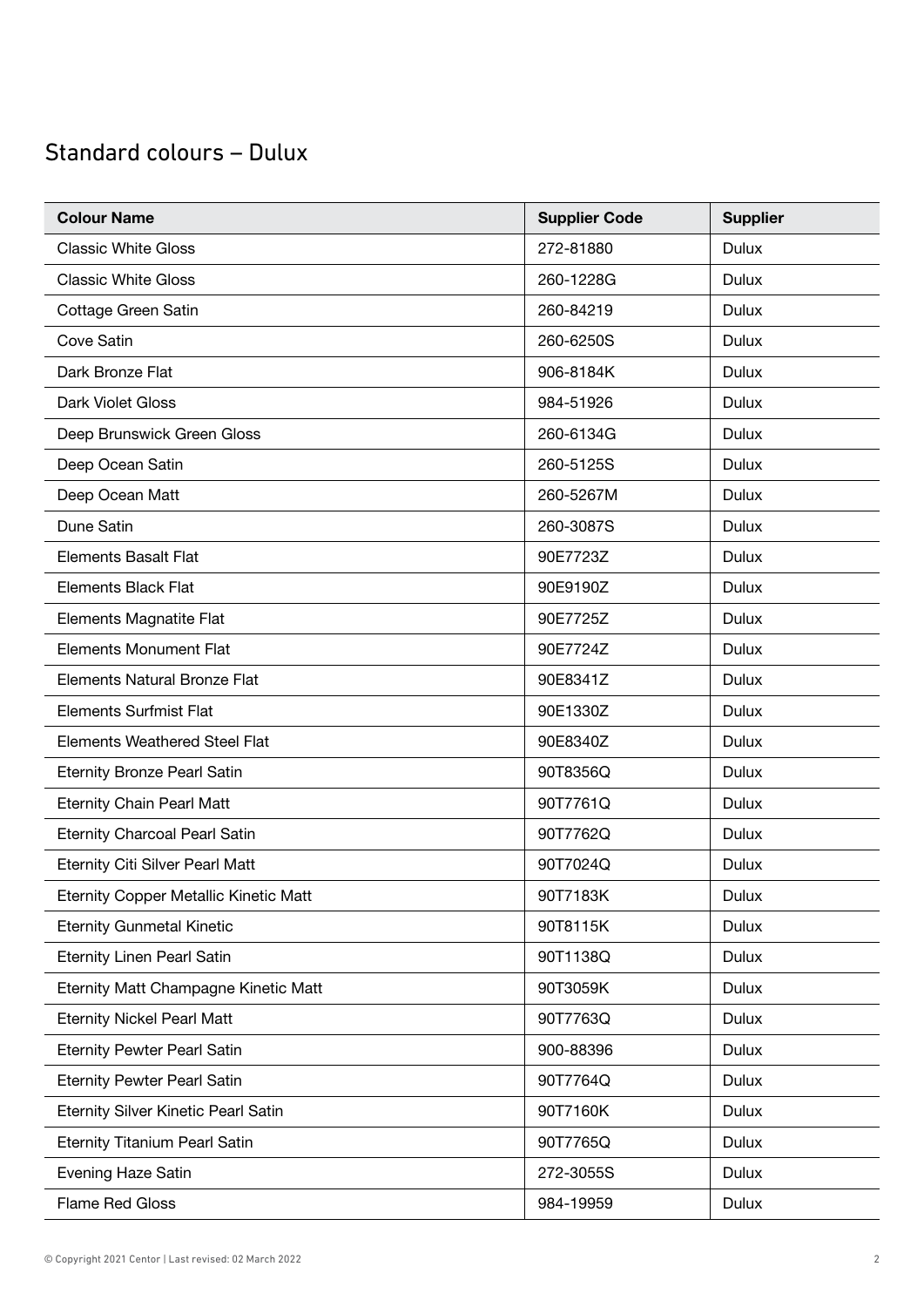## Standard colours – Dulux

| Colour Name | Supplier Code | Supplier |
|---|---|---|
| Classic White Gloss | 272-81880 | Dulux |
| Classic White Gloss | 260-1228G | Dulux |
| Cottage Green Satin | 260-84219 | Dulux |
| Cove Satin | 260-6250S | Dulux |
| Dark Bronze Flat | 906-8184K | Dulux |
| Dark Violet Gloss | 984-51926 | Dulux |
| Deep Brunswick Green Gloss | 260-6134G | Dulux |
| Deep Ocean Satin | 260-5125S | Dulux |
| Deep Ocean Matt | 260-5267M | Dulux |
| Dune Satin | 260-3087S | Dulux |
| Elements Basalt Flat | 90E7723Z | Dulux |
| Elements Black Flat | 90E9190Z | Dulux |
| Elements Magnatite Flat | 90E7725Z | Dulux |
| Elements Monument Flat | 90E7724Z | Dulux |
| Elements Natural Bronze Flat | 90E8341Z | Dulux |
| Elements Surfmist Flat | 90E1330Z | Dulux |
| Elements Weathered Steel Flat | 90E8340Z | Dulux |
| Eternity Bronze Pearl Satin | 90T8356Q | Dulux |
| Eternity Chain Pearl Matt | 90T7761Q | Dulux |
| Eternity Charcoal Pearl Satin | 90T7762Q | Dulux |
| Eternity Citi Silver Pearl Matt | 90T7024Q | Dulux |
| Eternity Copper Metallic Kinetic Matt | 90T7183K | Dulux |
| Eternity Gunmetal Kinetic | 90T8115K | Dulux |
| Eternity Linen Pearl Satin | 90T1138Q | Dulux |
| Eternity Matt Champagne Kinetic Matt | 90T3059K | Dulux |
| Eternity Nickel Pearl Matt | 90T7763Q | Dulux |
| Eternity Pewter Pearl Satin | 900-88396 | Dulux |
| Eternity Pewter Pearl Satin | 90T7764Q | Dulux |
| Eternity Silver Kinetic Pearl Satin | 90T7160K | Dulux |
| Eternity Titanium Pearl Satin | 90T7765Q | Dulux |
| Evening Haze Satin | 272-3055S | Dulux |
| Flame Red Gloss | 984-19959 | Dulux |

© Copyright 2021 Centor | Last revised: 02 March 2022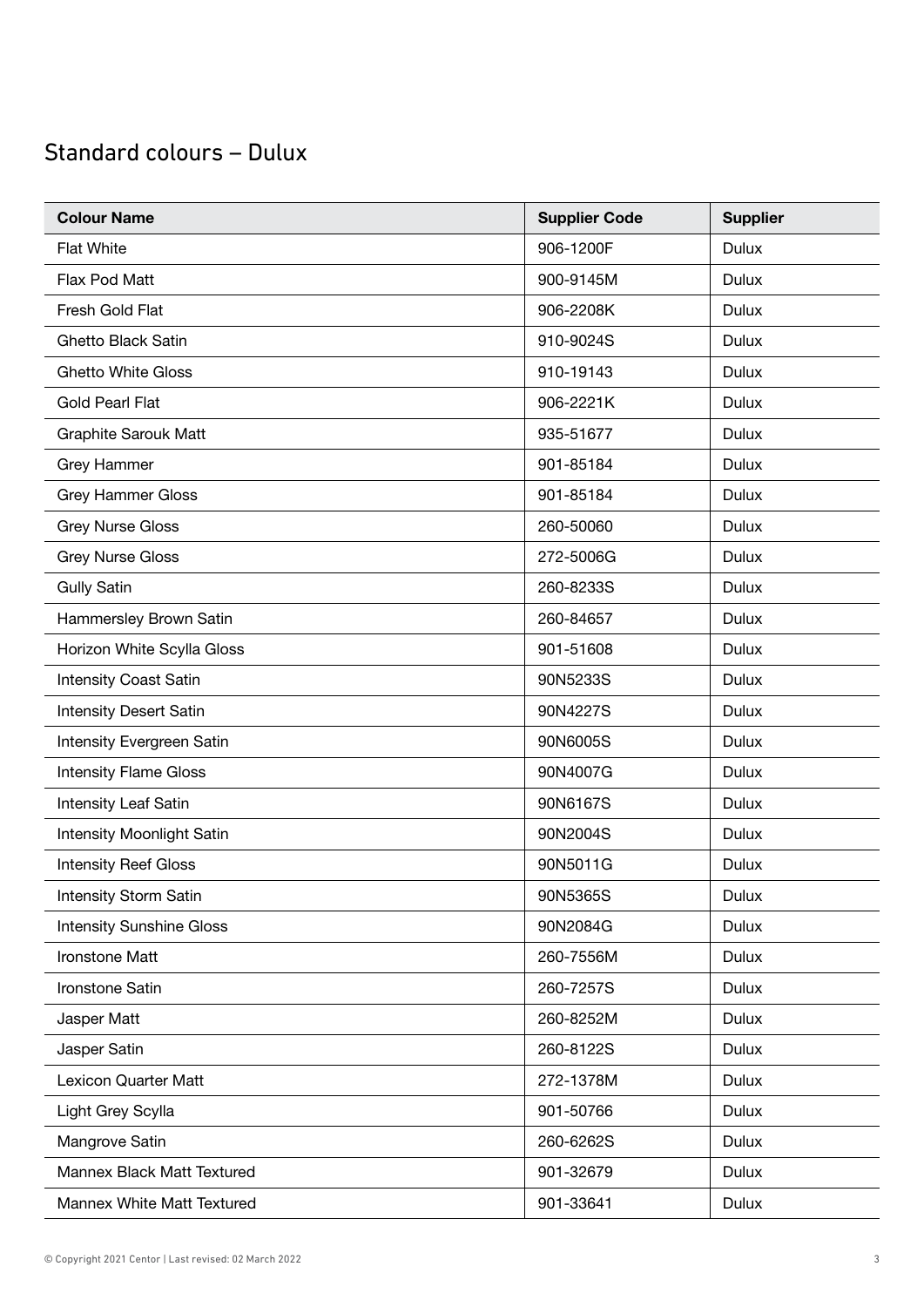## Standard colours – Dulux

| Colour Name | Supplier Code | Supplier |
| --- | --- | --- |
| Flat White | 906-1200F | Dulux |
| Flax Pod Matt | 900-9145M | Dulux |
| Fresh Gold Flat | 906-2208K | Dulux |
| Ghetto Black Satin | 910-9024S | Dulux |
| Ghetto White Gloss | 910-19143 | Dulux |
| Gold Pearl Flat | 906-2221K | Dulux |
| Graphite Sarouk Matt | 935-51677 | Dulux |
| Grey Hammer | 901-85184 | Dulux |
| Grey Hammer Gloss | 901-85184 | Dulux |
| Grey Nurse Gloss | 260-50060 | Dulux |
| Grey Nurse Gloss | 272-5006G | Dulux |
| Gully Satin | 260-8233S | Dulux |
| Hammersley Brown Satin | 260-84657 | Dulux |
| Horizon White Scylla Gloss | 901-51608 | Dulux |
| Intensity Coast Satin | 90N5233S | Dulux |
| Intensity Desert Satin | 90N4227S | Dulux |
| Intensity Evergreen Satin | 90N6005S | Dulux |
| Intensity Flame Gloss | 90N4007G | Dulux |
| Intensity Leaf Satin | 90N6167S | Dulux |
| Intensity Moonlight Satin | 90N2004S | Dulux |
| Intensity Reef Gloss | 90N5011G | Dulux |
| Intensity Storm Satin | 90N5365S | Dulux |
| Intensity Sunshine Gloss | 90N2084G | Dulux |
| Ironstone Matt | 260-7556M | Dulux |
| Ironstone Satin | 260-7257S | Dulux |
| Jasper Matt | 260-8252M | Dulux |
| Jasper Satin | 260-8122S | Dulux |
| Lexicon Quarter Matt | 272-1378M | Dulux |
| Light Grey Scylla | 901-50766 | Dulux |
| Mangrove Satin | 260-6262S | Dulux |
| Mannex Black Matt Textured | 901-32679 | Dulux |
| Mannex White Matt Textured | 901-33641 | Dulux |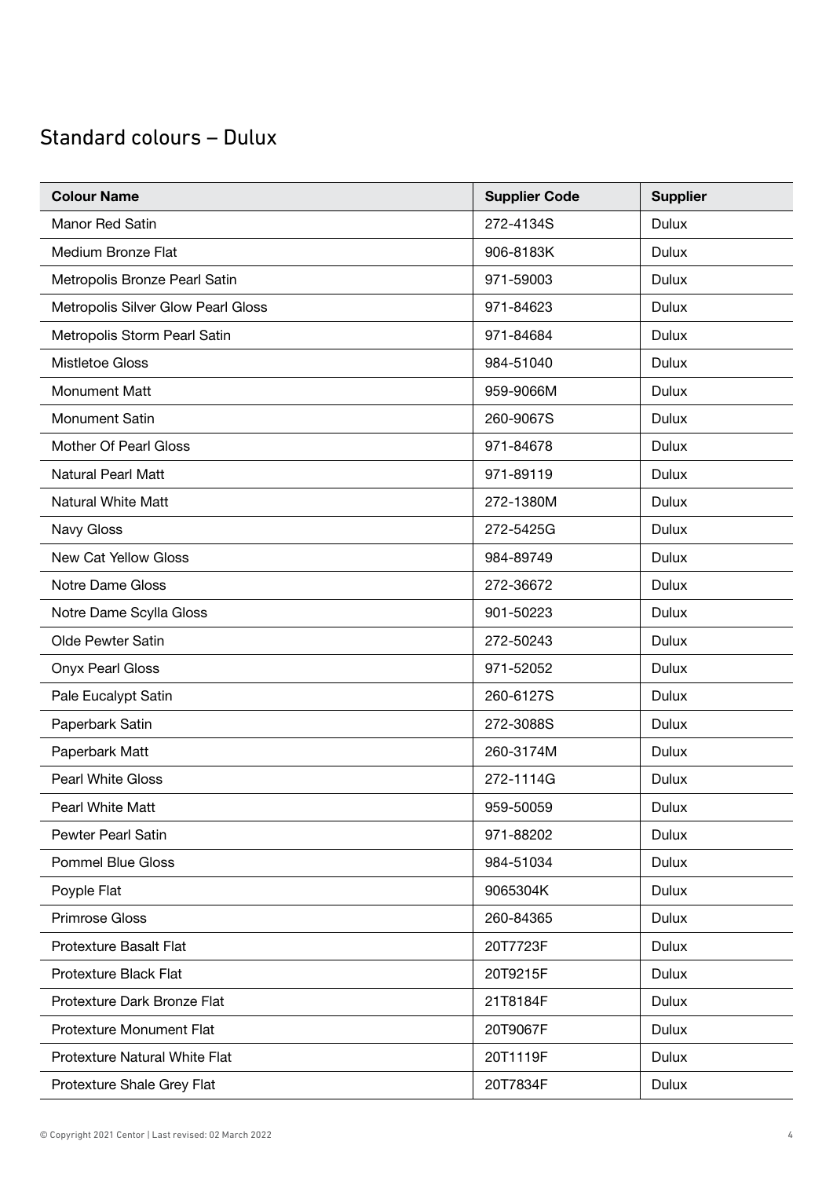## Standard colours – Dulux

| Colour Name | Supplier Code | Supplier |
|---|---|---|
| Manor Red Satin | 272-4134S | Dulux |
| Medium Bronze Flat | 906-8183K | Dulux |
| Metropolis Bronze Pearl Satin | 971-59003 | Dulux |
| Metropolis Silver Glow Pearl Gloss | 971-84623 | Dulux |
| Metropolis Storm Pearl Satin | 971-84684 | Dulux |
| Mistletoe Gloss | 984-51040 | Dulux |
| Monument Matt | 959-9066M | Dulux |
| Monument Satin | 260-9067S | Dulux |
| Mother Of Pearl Gloss | 971-84678 | Dulux |
| Natural Pearl Matt | 971-89119 | Dulux |
| Natural White Matt | 272-1380M | Dulux |
| Navy Gloss | 272-5425G | Dulux |
| New Cat Yellow Gloss | 984-89749 | Dulux |
| Notre Dame Gloss | 272-36672 | Dulux |
| Notre Dame Scylla Gloss | 901-50223 | Dulux |
| Olde Pewter Satin | 272-50243 | Dulux |
| Onyx Pearl Gloss | 971-52052 | Dulux |
| Pale Eucalypt Satin | 260-6127S | Dulux |
| Paperbark Satin | 272-3088S | Dulux |
| Paperbark Matt | 260-3174M | Dulux |
| Pearl White Gloss | 272-1114G | Dulux |
| Pearl White Matt | 959-50059 | Dulux |
| Pewter Pearl Satin | 971-88202 | Dulux |
| Pommel Blue Gloss | 984-51034 | Dulux |
| Poyple Flat | 9065304K | Dulux |
| Primrose Gloss | 260-84365 | Dulux |
| Protexture Basalt Flat | 20T7723F | Dulux |
| Protexture Black Flat | 20T9215F | Dulux |
| Protexture Dark Bronze Flat | 21T8184F | Dulux |
| Protexture Monument Flat | 20T9067F | Dulux |
| Protexture Natural White Flat | 20T1119F | Dulux |
| Protexture Shale Grey Flat | 20T7834F | Dulux |

© Copyright 2021 Centor | Last revised: 02 March 2022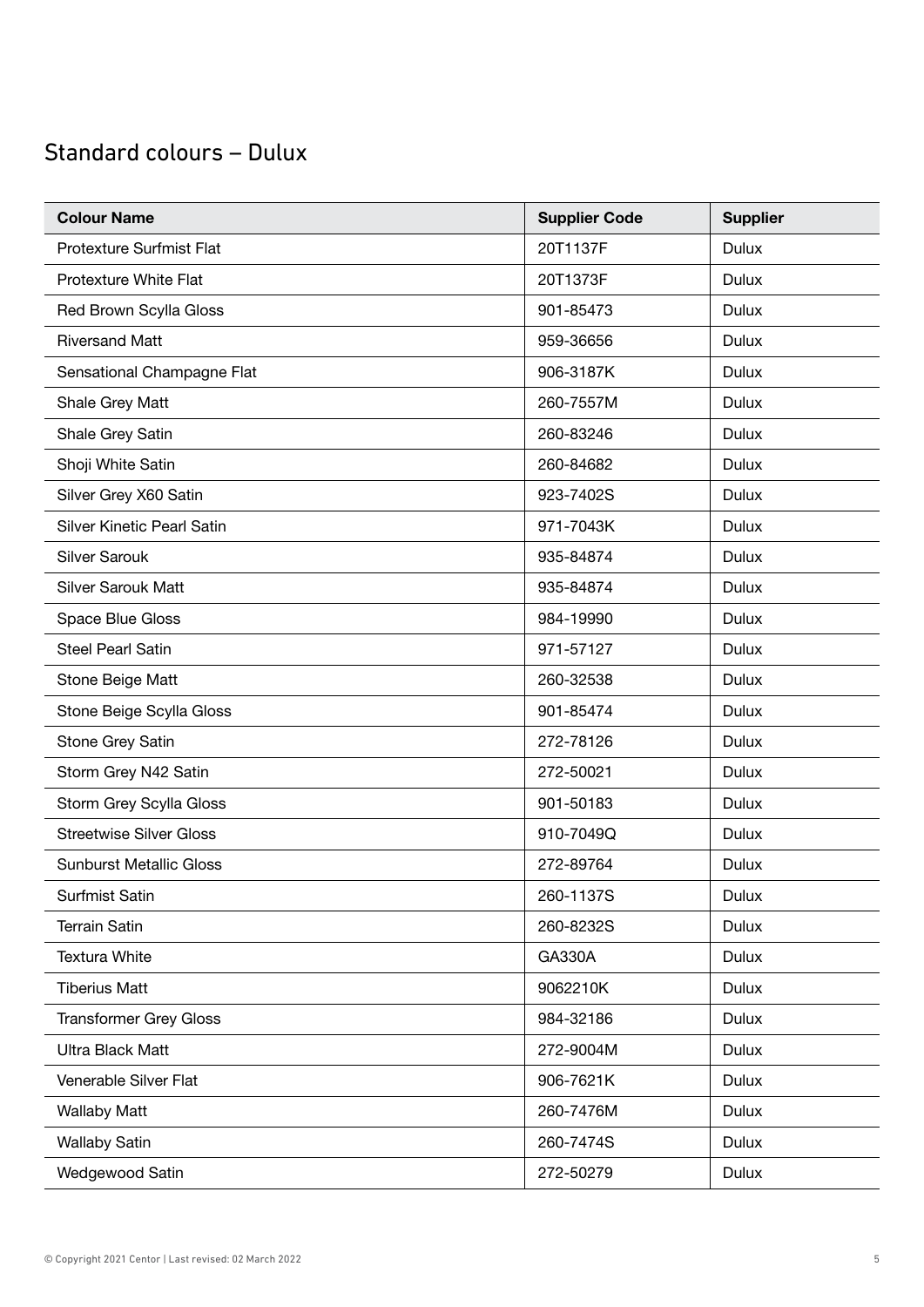## Standard colours – Dulux

| Colour Name | Supplier Code | Supplier |
|---|---|---|
| Protexture Surfmist Flat | 20T1137F | Dulux |
| Protexture White Flat | 20T1373F | Dulux |
| Red Brown Scylla Gloss | 901-85473 | Dulux |
| Riversand Matt | 959-36656 | Dulux |
| Sensational Champagne Flat | 906-3187K | Dulux |
| Shale Grey Matt | 260-7557M | Dulux |
| Shale Grey Satin | 260-83246 | Dulux |
| Shoji White Satin | 260-84682 | Dulux |
| Silver Grey X60 Satin | 923-7402S | Dulux |
| Silver Kinetic Pearl Satin | 971-7043K | Dulux |
| Silver Sarouk | 935-84874 | Dulux |
| Silver Sarouk Matt | 935-84874 | Dulux |
| Space Blue Gloss | 984-19990 | Dulux |
| Steel Pearl Satin | 971-57127 | Dulux |
| Stone Beige Matt | 260-32538 | Dulux |
| Stone Beige Scylla Gloss | 901-85474 | Dulux |
| Stone Grey Satin | 272-78126 | Dulux |
| Storm Grey N42 Satin | 272-50021 | Dulux |
| Storm Grey Scylla Gloss | 901-50183 | Dulux |
| Streetwise Silver Gloss | 910-7049Q | Dulux |
| Sunburst Metallic Gloss | 272-89764 | Dulux |
| Surfmist Satin | 260-1137S | Dulux |
| Terrain Satin | 260-8232S | Dulux |
| Textura White | GA330A | Dulux |
| Tiberius Matt | 9062210K | Dulux |
| Transformer Grey Gloss | 984-32186 | Dulux |
| Ultra Black Matt | 272-9004M | Dulux |
| Venerable Silver Flat | 906-7621K | Dulux |
| Wallaby Matt | 260-7476M | Dulux |
| Wallaby Satin | 260-7474S | Dulux |
| Wedgewood Satin | 272-50279 | Dulux |

© Copyright 2021 Centor | Last revised: 02 March 2022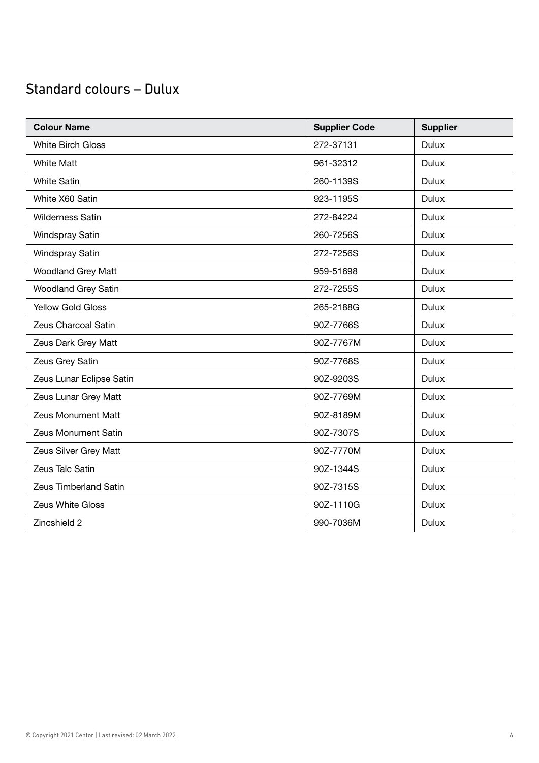## Standard colours – Dulux

| Colour Name | Supplier Code | Supplier |
| --- | --- | --- |
| White Birch Gloss | 272-37131 | Dulux |
| White Matt | 961-32312 | Dulux |
| White Satin | 260-1139S | Dulux |
| White X60 Satin | 923-1195S | Dulux |
| Wilderness Satin | 272-84224 | Dulux |
| Windspray Satin | 260-7256S | Dulux |
| Windspray Satin | 272-7256S | Dulux |
| Woodland Grey Matt | 959-51698 | Dulux |
| Woodland Grey Satin | 272-7255S | Dulux |
| Yellow Gold Gloss | 265-2188G | Dulux |
| Zeus Charcoal Satin | 90Z-7766S | Dulux |
| Zeus Dark Grey Matt | 90Z-7767M | Dulux |
| Zeus Grey Satin | 90Z-7768S | Dulux |
| Zeus Lunar Eclipse Satin | 90Z-9203S | Dulux |
| Zeus Lunar Grey Matt | 90Z-7769M | Dulux |
| Zeus Monument Matt | 90Z-8189M | Dulux |
| Zeus Monument Satin | 90Z-7307S | Dulux |
| Zeus Silver Grey Matt | 90Z-7770M | Dulux |
| Zeus Talc Satin | 90Z-1344S | Dulux |
| Zeus Timberland Satin | 90Z-7315S | Dulux |
| Zeus White Gloss | 90Z-1110G | Dulux |
| Zincshield 2 | 990-7036M | Dulux |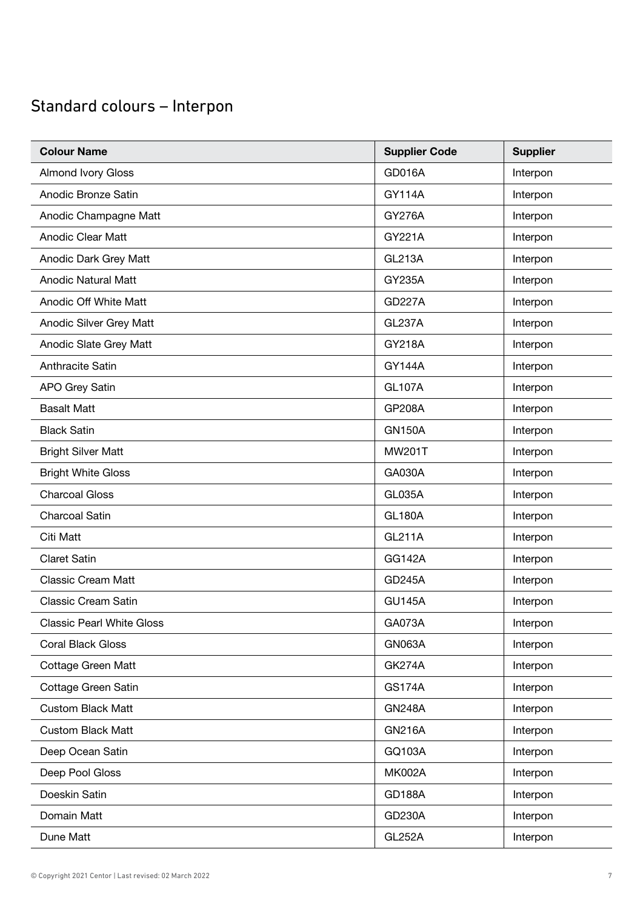## Standard colours – Interpon

| Colour Name | Supplier Code | Supplier |
| --- | --- | --- |
| Almond Ivory Gloss | GD016A | Interpon |
| Anodic Bronze Satin | GY114A | Interpon |
| Anodic Champagne Matt | GY276A | Interpon |
| Anodic Clear Matt | GY221A | Interpon |
| Anodic Dark Grey Matt | GL213A | Interpon |
| Anodic Natural Matt | GY235A | Interpon |
| Anodic Off White Matt | GD227A | Interpon |
| Anodic Silver Grey Matt | GL237A | Interpon |
| Anodic Slate Grey Matt | GY218A | Interpon |
| Anthracite Satin | GY144A | Interpon |
| APO Grey Satin | GL107A | Interpon |
| Basalt Matt | GP208A | Interpon |
| Black Satin | GN150A | Interpon |
| Bright Silver Matt | MW201T | Interpon |
| Bright White Gloss | GA030A | Interpon |
| Charcoal Gloss | GL035A | Interpon |
| Charcoal Satin | GL180A | Interpon |
| Citi Matt | GL211A | Interpon |
| Claret Satin | GG142A | Interpon |
| Classic Cream Matt | GD245A | Interpon |
| Classic Cream Satin | GU145A | Interpon |
| Classic Pearl White Gloss | GA073A | Interpon |
| Coral Black Gloss | GN063A | Interpon |
| Cottage Green Matt | GK274A | Interpon |
| Cottage Green Satin | GS174A | Interpon |
| Custom Black Matt | GN248A | Interpon |
| Custom Black Matt | GN216A | Interpon |
| Deep Ocean Satin | GQ103A | Interpon |
| Deep Pool Gloss | MK002A | Interpon |
| Doeskin Satin | GD188A | Interpon |
| Domain Matt | GD230A | Interpon |
| Dune Matt | GL252A | Interpon |

© Copyright 2021 Centor | Last revised: 02 March 2022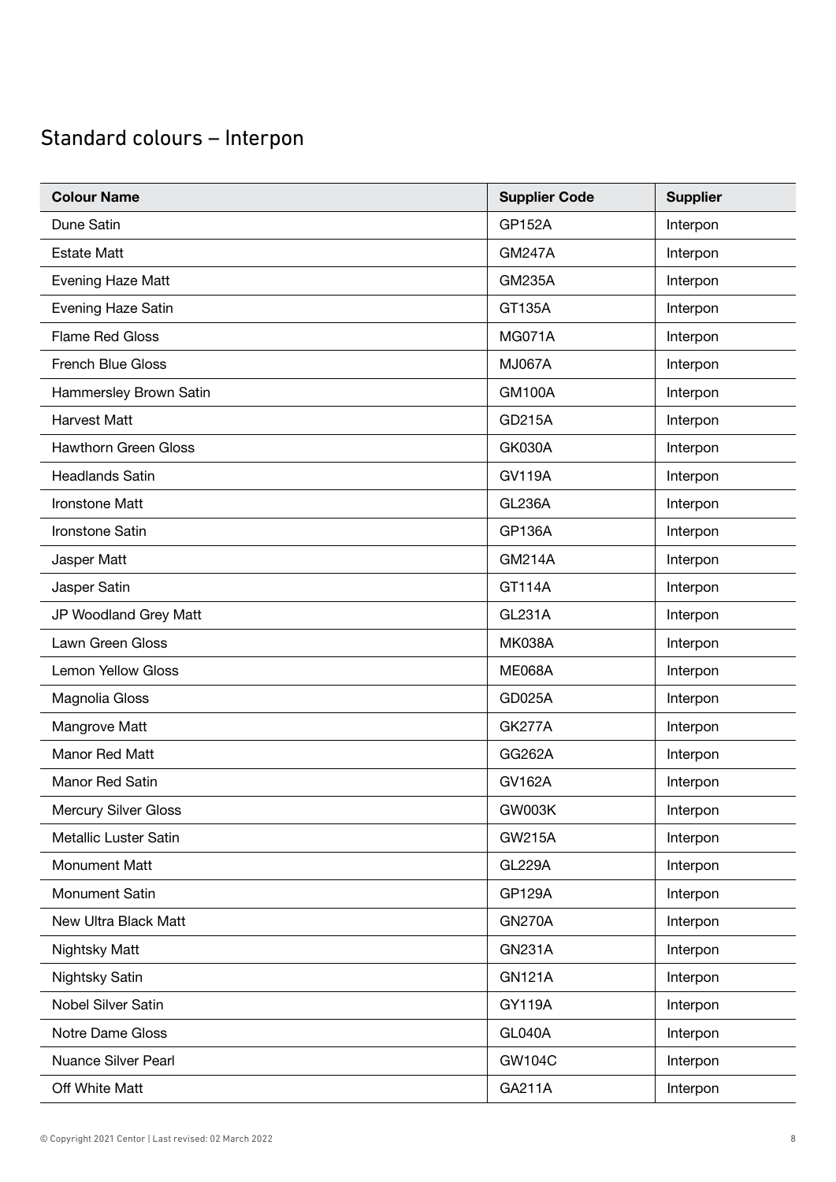## Standard colours – Interpon

| Colour Name | Supplier Code | Supplier |
| --- | --- | --- |
| Dune Satin | GP152A | Interpon |
| Estate Matt | GM247A | Interpon |
| Evening Haze Matt | GM235A | Interpon |
| Evening Haze Satin | GT135A | Interpon |
| Flame Red Gloss | MG071A | Interpon |
| French Blue Gloss | MJ067A | Interpon |
| Hammersley Brown Satin | GM100A | Interpon |
| Harvest Matt | GD215A | Interpon |
| Hawthorn Green Gloss | GK030A | Interpon |
| Headlands Satin | GV119A | Interpon |
| Ironstone Matt | GL236A | Interpon |
| Ironstone Satin | GP136A | Interpon |
| Jasper Matt | GM214A | Interpon |
| Jasper Satin | GT114A | Interpon |
| JP Woodland Grey Matt | GL231A | Interpon |
| Lawn Green Gloss | MK038A | Interpon |
| Lemon Yellow Gloss | ME068A | Interpon |
| Magnolia Gloss | GD025A | Interpon |
| Mangrove Matt | GK277A | Interpon |
| Manor Red Matt | GG262A | Interpon |
| Manor Red Satin | GV162A | Interpon |
| Mercury Silver Gloss | GW003K | Interpon |
| Metallic Luster Satin | GW215A | Interpon |
| Monument Matt | GL229A | Interpon |
| Monument Satin | GP129A | Interpon |
| New Ultra Black Matt | GN270A | Interpon |
| Nightsky Matt | GN231A | Interpon |
| Nightsky Satin | GN121A | Interpon |
| Nobel Silver Satin | GY119A | Interpon |
| Notre Dame Gloss | GL040A | Interpon |
| Nuance Silver Pearl | GW104C | Interpon |
| Off White Matt | GA211A | Interpon |

© Copyright 2021 Centor | Last revised: 02 March 2022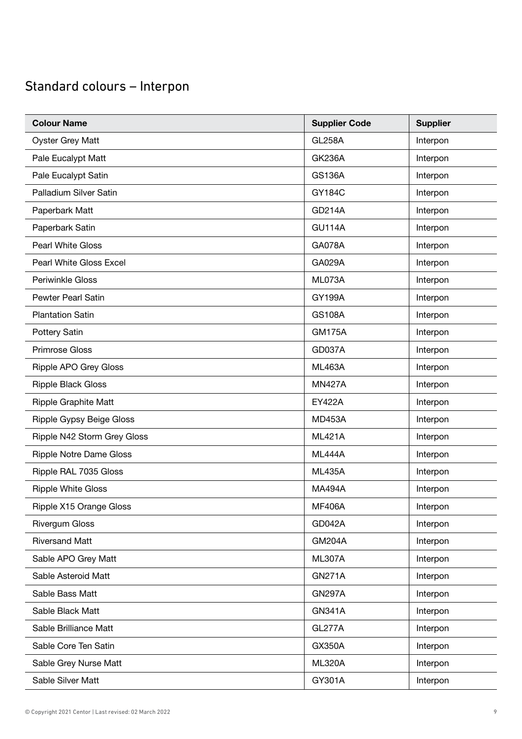## Standard colours – Interpon

| Colour Name | Supplier Code | Supplier |
|---|---|---|
| Oyster Grey Matt | GL258A | Interpon |
| Pale Eucalypt Matt | GK236A | Interpon |
| Pale Eucalypt Satin | GS136A | Interpon |
| Palladium Silver Satin | GY184C | Interpon |
| Paperbark Matt | GD214A | Interpon |
| Paperbark Satin | GU114A | Interpon |
| Pearl White Gloss | GA078A | Interpon |
| Pearl White Gloss Excel | GA029A | Interpon |
| Periwinkle Gloss | ML073A | Interpon |
| Pewter Pearl Satin | GY199A | Interpon |
| Plantation Satin | GS108A | Interpon |
| Pottery Satin | GM175A | Interpon |
| Primrose Gloss | GD037A | Interpon |
| Ripple APO Grey Gloss | ML463A | Interpon |
| Ripple Black Gloss | MN427A | Interpon |
| Ripple Graphite Matt | EY422A | Interpon |
| Ripple Gypsy Beige Gloss | MD453A | Interpon |
| Ripple N42 Storm Grey Gloss | ML421A | Interpon |
| Ripple Notre Dame Gloss | ML444A | Interpon |
| Ripple RAL 7035 Gloss | ML435A | Interpon |
| Ripple White Gloss | MA494A | Interpon |
| Ripple X15 Orange Gloss | MF406A | Interpon |
| Rivergum Gloss | GD042A | Interpon |
| Riversand Matt | GM204A | Interpon |
| Sable APO Grey Matt | ML307A | Interpon |
| Sable Asteroid Matt | GN271A | Interpon |
| Sable Bass Matt | GN297A | Interpon |
| Sable Black Matt | GN341A | Interpon |
| Sable Brilliance Matt | GL277A | Interpon |
| Sable Core Ten Satin | GX350A | Interpon |
| Sable Grey Nurse Matt | ML320A | Interpon |
| Sable Silver Matt | GY301A | Interpon |

© Copyright 2021 Centor | Last revised: 02 March 2022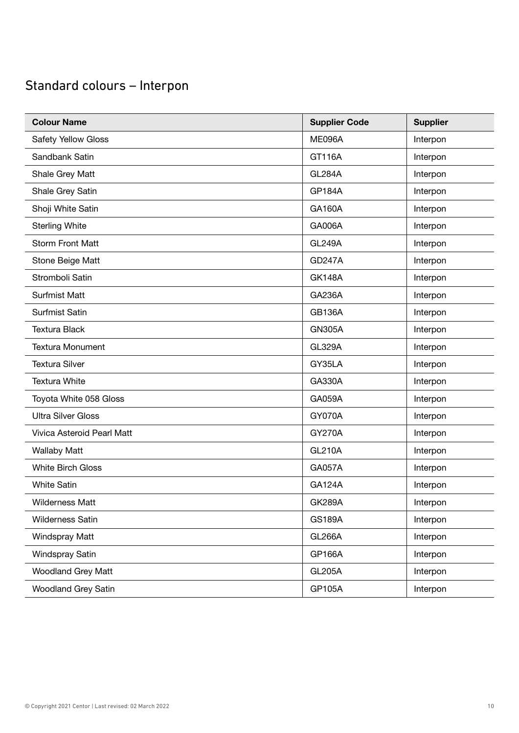## Standard colours – Interpon

| Colour Name | Supplier Code | Supplier |
| --- | --- | --- |
| Safety Yellow Gloss | ME096A | Interpon |
| Sandbank Satin | GT116A | Interpon |
| Shale Grey Matt | GL284A | Interpon |
| Shale Grey Satin | GP184A | Interpon |
| Shoji White Satin | GA160A | Interpon |
| Sterling White | GA006A | Interpon |
| Storm Front Matt | GL249A | Interpon |
| Stone Beige Matt | GD247A | Interpon |
| Stromboli Satin | GK148A | Interpon |
| Surfmist Matt | GA236A | Interpon |
| Surfmist Satin | GB136A | Interpon |
| Textura Black | GN305A | Interpon |
| Textura Monument | GL329A | Interpon |
| Textura Silver | GY35LA | Interpon |
| Textura White | GA330A | Interpon |
| Toyota White 058 Gloss | GA059A | Interpon |
| Ultra Silver Gloss | GY070A | Interpon |
| Vivica Asteroid Pearl Matt | GY270A | Interpon |
| Wallaby Matt | GL210A | Interpon |
| White Birch Gloss | GA057A | Interpon |
| White Satin | GA124A | Interpon |
| Wilderness Matt | GK289A | Interpon |
| Wilderness Satin | GS189A | Interpon |
| Windspray Matt | GL266A | Interpon |
| Windspray Satin | GP166A | Interpon |
| Woodland Grey Matt | GL205A | Interpon |
| Woodland Grey Satin | GP105A | Interpon |

© Copyright 2021 Centor | Last revised: 02 March 2022